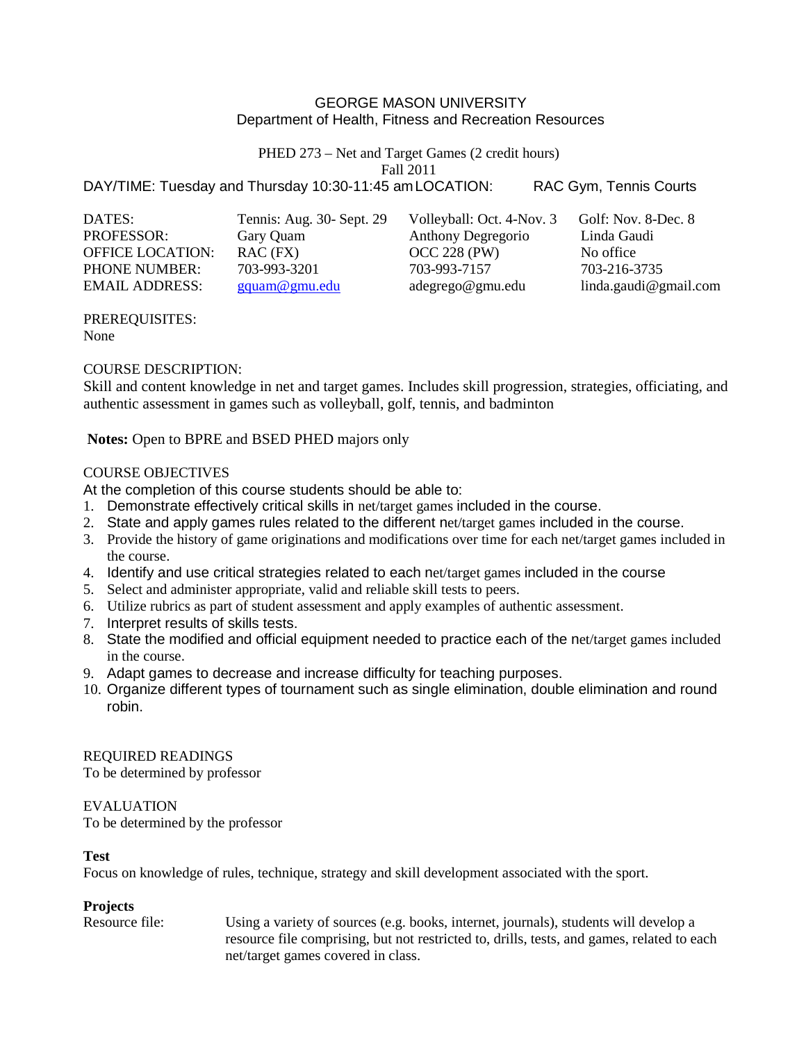GEORGE MASON UNIVERSITY
Department of Health, Fitness and Recreation Resources

PHED 273 – Net and Target Games (2 credit hours)
Fall 2011

DAY/TIME: Tuesday and Thursday 10:30-11:45 am LOCATION: RAC Gym, Tennis Courts

| DATES: | Tennis: Aug. 30- Sept. 29 | Volleyball: Oct. 4-Nov. 3 | Golf: Nov. 8-Dec. 8 |
|---|---|---|---|
| PROFESSOR: | Gary Quam | Anthony Degregorio | Linda Gaudi |
| OFFICE LOCATION: | RAC (FX) | OCC 228 (PW) | No office |
| PHONE NUMBER: | 703-993-3201 | 703-993-7157 | 703-216-3735 |
| EMAIL ADDRESS: | gquam@gmu.edu | adegrego@gmu.edu | linda.gaudi@gmail.com |

PREREQUISITES:
None

COURSE DESCRIPTION:
Skill and content knowledge in net and target games. Includes skill progression, strategies, officiating, and authentic assessment in games such as volleyball, golf, tennis, and badminton

**Notes:** Open to BPRE and BSED PHED majors only

COURSE OBJECTIVES
At the completion of this course students should be able to:

1. Demonstrate effectively critical skills in net/target games included in the course.
2. State and apply games rules related to the different net/target games included in the course.
3. Provide the history of game originations and modifications over time for each net/target games included in the course.
4. Identify and use critical strategies related to each net/target games included in the course
5. Select and administer appropriate, valid and reliable skill tests to peers.
6. Utilize rubrics as part of student assessment and apply examples of authentic assessment.
7. Interpret results of skills tests.
8. State the modified and official equipment needed to practice each of the net/target games included in the course.
9. Adapt games to decrease and increase difficulty for teaching purposes.
10. Organize different types of tournament such as single elimination, double elimination and round robin.

REQUIRED READINGS
To be determined by professor

EVALUATION
To be determined by the professor

**Test**
Focus on knowledge of rules, technique, strategy and skill development associated with the sport.

**Projects**

Resource file: Using a variety of sources (e.g. books, internet, journals), students will develop a resource file comprising, but not restricted to, drills, tests, and games, related to each net/target games covered in class.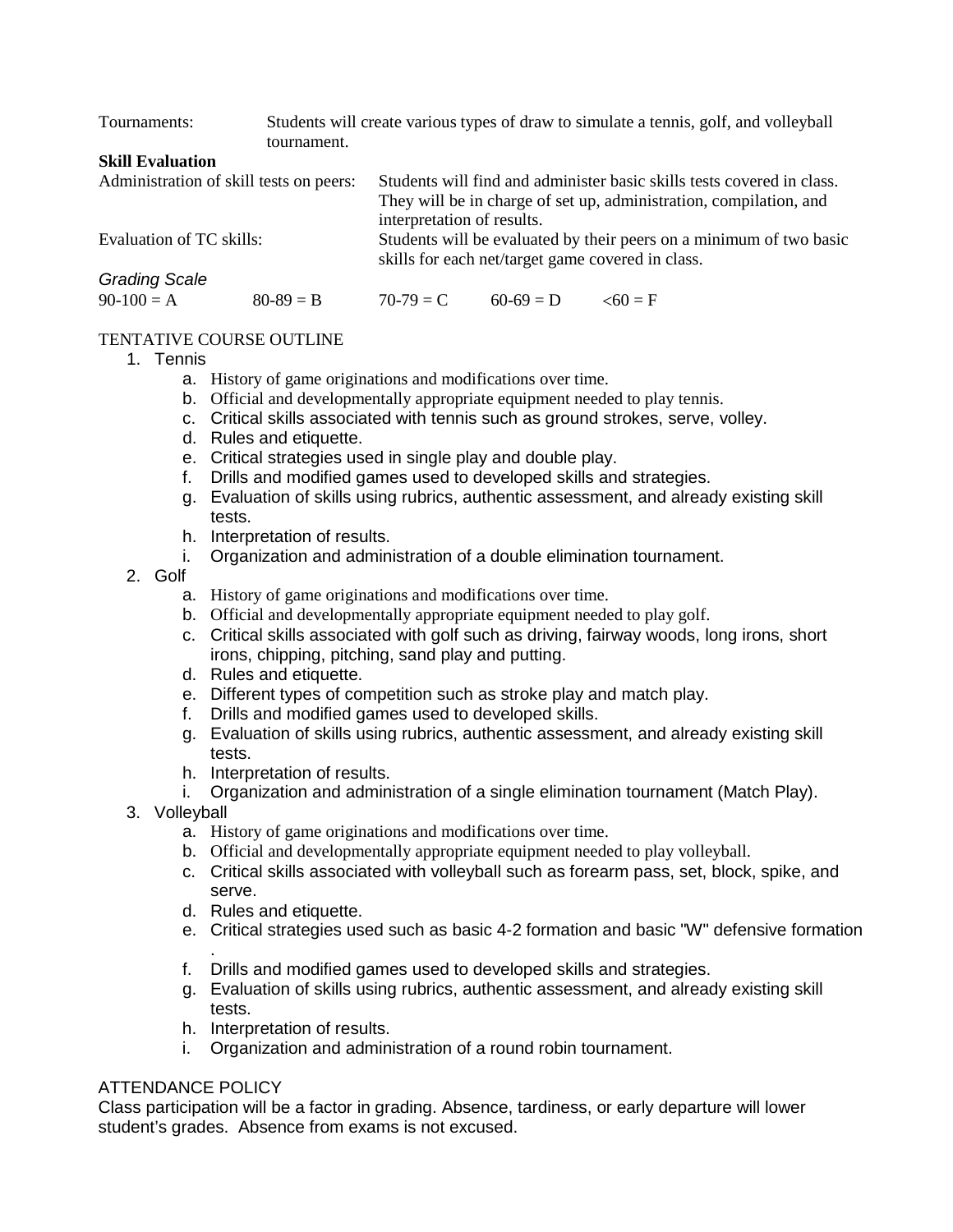Tournaments: Students will create various types of draw to simulate a tennis, golf, and volleyball tournament.

**Skill Evaluation**

Administration of skill tests on peers: Students will find and administer basic skills tests covered in class. They will be in charge of set up, administration, compilation, and interpretation of results.

Evaluation of TC skills: Students will be evaluated by their peers on a minimum of two basic skills for each net/target game covered in class.

*Grading Scale*

90-100 = A    80-89 = B    70-79 = C    60-69 = D    <60 = F

TENTATIVE COURSE OUTLINE

1. Tennis
   a. History of game originations and modifications over time.
   b. Official and developmentally appropriate equipment needed to play tennis.
   c. Critical skills associated with tennis such as ground strokes, serve, volley.
   d. Rules and etiquette.
   e. Critical strategies used in single play and double play.
   f. Drills and modified games used to developed skills and strategies.
   g. Evaluation of skills using rubrics, authentic assessment, and already existing skill tests.
   h. Interpretation of results.
   i. Organization and administration of a double elimination tournament.
2. Golf
   a. History of game originations and modifications over time.
   b. Official and developmentally appropriate equipment needed to play golf.
   c. Critical skills associated with golf such as driving, fairway woods, long irons, short irons, chipping, pitching, sand play and putting.
   d. Rules and etiquette.
   e. Different types of competition such as stroke play and match play.
   f. Drills and modified games used to developed skills.
   g. Evaluation of skills using rubrics, authentic assessment, and already existing skill tests.
   h. Interpretation of results.
   i. Organization and administration of a single elimination tournament (Match Play).
3. Volleyball
   a. History of game originations and modifications over time.
   b. Official and developmentally appropriate equipment needed to play volleyball.
   c. Critical skills associated with volleyball such as forearm pass, set, block, spike, and serve.
   d. Rules and etiquette.
   e. Critical strategies used such as basic 4-2 formation and basic "W" defensive formation .
   f. Drills and modified games used to developed skills and strategies.
   g. Evaluation of skills using rubrics, authentic assessment, and already existing skill tests.
   h. Interpretation of results.
   i. Organization and administration of a round robin tournament.

ATTENDANCE POLICY

Class participation will be a factor in grading. Absence, tardiness, or early departure will lower student's grades. Absence from exams is not excused.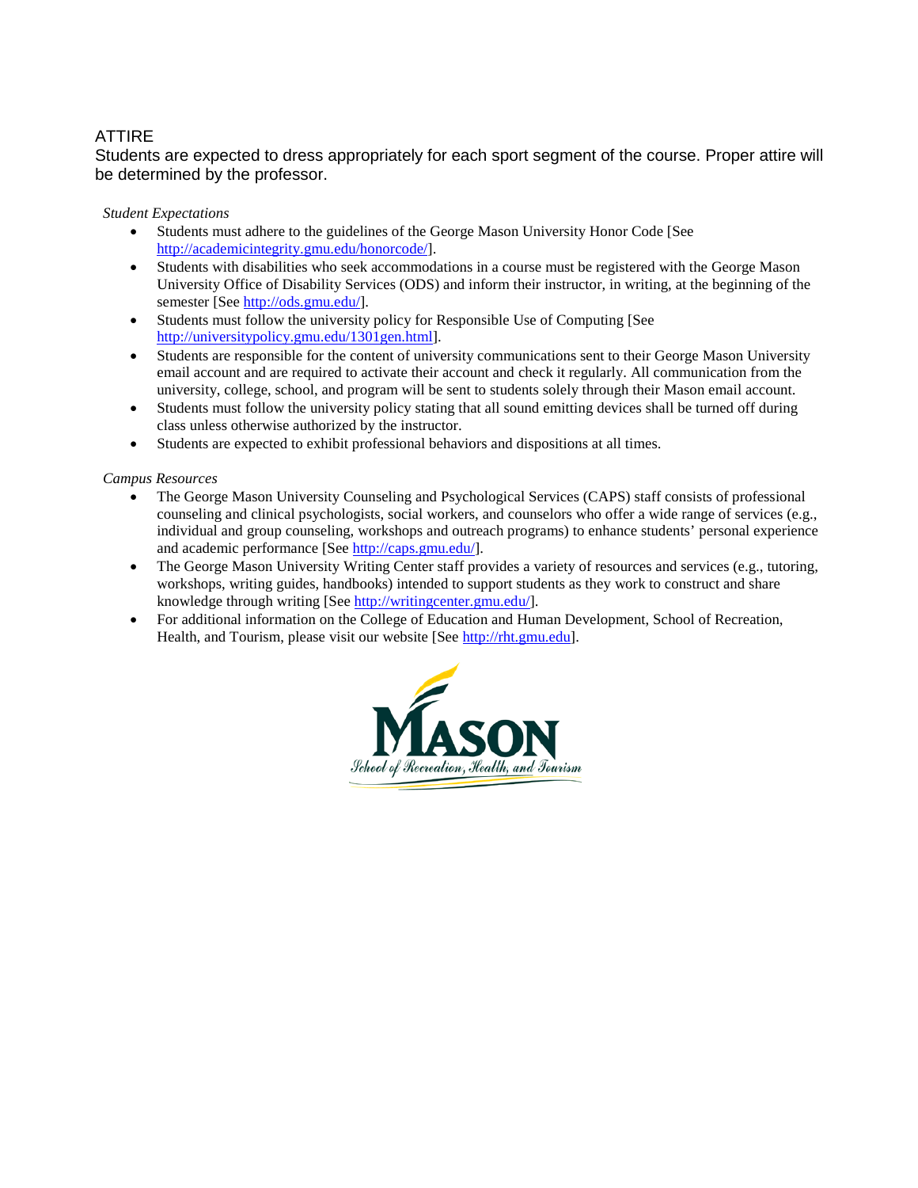## ATTIRE

Students are expected to dress appropriately for each sport segment of the course. Proper attire will be determined by the professor.

*Student Expectations*

- Students must adhere to the guidelines of the George Mason University Honor Code [See http://academicintegrity.gmu.edu/honorcode/].
- Students with disabilities who seek accommodations in a course must be registered with the George Mason University Office of Disability Services (ODS) and inform their instructor, in writing, at the beginning of the semester [See http://ods.gmu.edu/].
- Students must follow the university policy for Responsible Use of Computing [See http://universitypolicy.gmu.edu/1301gen.html].
- Students are responsible for the content of university communications sent to their George Mason University email account and are required to activate their account and check it regularly. All communication from the university, college, school, and program will be sent to students solely through their Mason email account.
- Students must follow the university policy stating that all sound emitting devices shall be turned off during class unless otherwise authorized by the instructor.
- Students are expected to exhibit professional behaviors and dispositions at all times.

*Campus Resources*

- The George Mason University Counseling and Psychological Services (CAPS) staff consists of professional counseling and clinical psychologists, social workers, and counselors who offer a wide range of services (e.g., individual and group counseling, workshops and outreach programs) to enhance students' personal experience and academic performance [See http://caps.gmu.edu/].
- The George Mason University Writing Center staff provides a variety of resources and services (e.g., tutoring, workshops, writing guides, handbooks) intended to support students as they work to construct and share knowledge through writing [See http://writingcenter.gmu.edu/].
- For additional information on the College of Education and Human Development, School of Recreation, Health, and Tourism, please visit our website [See http://rht.gmu.edu].

MASON

School of Recreation, Health, and Tourism